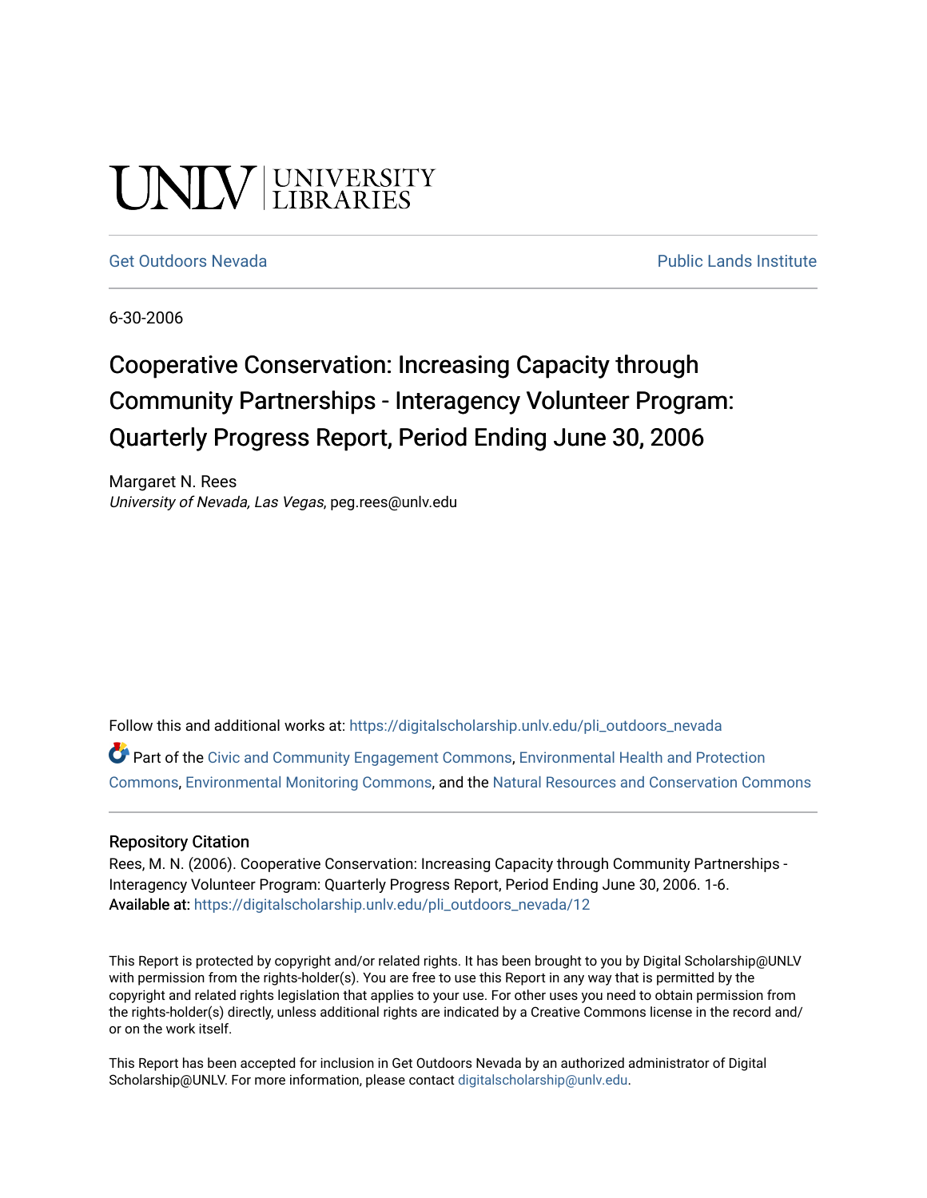UNLV | UNIVERSITY LIBRARIES

Get Outdoors Nevada | Public Lands Institute

6-30-2006

# Cooperative Conservation: Increasing Capacity through Community Partnerships - Interagency Volunteer Program: Quarterly Progress Report, Period Ending June 30, 2006

Margaret N. Rees
*University of Nevada, Las Vegas*, peg.rees@unlv.edu

Follow this and additional works at: https://digitalscholarship.unlv.edu/pli_outdoors_nevada

Part of the Civic and Community Engagement Commons, Environmental Health and Protection Commons, Environmental Monitoring Commons, and the Natural Resources and Conservation Commons

## Repository Citation

Rees, M. N. (2006). Cooperative Conservation: Increasing Capacity through Community Partnerships - Interagency Volunteer Program: Quarterly Progress Report, Period Ending June 30, 2006. 1-6.
**Available at:** https://digitalscholarship.unlv.edu/pli_outdoors_nevada/12

This Report is protected by copyright and/or related rights. It has been brought to you by Digital Scholarship@UNLV with permission from the rights-holder(s). You are free to use this Report in any way that is permitted by the copyright and related rights legislation that applies to your use. For other uses you need to obtain permission from the rights-holder(s) directly, unless additional rights are indicated by a Creative Commons license in the record and/or on the work itself.

This Report has been accepted for inclusion in Get Outdoors Nevada by an authorized administrator of Digital Scholarship@UNLV. For more information, please contact digitalscholarship@unlv.edu.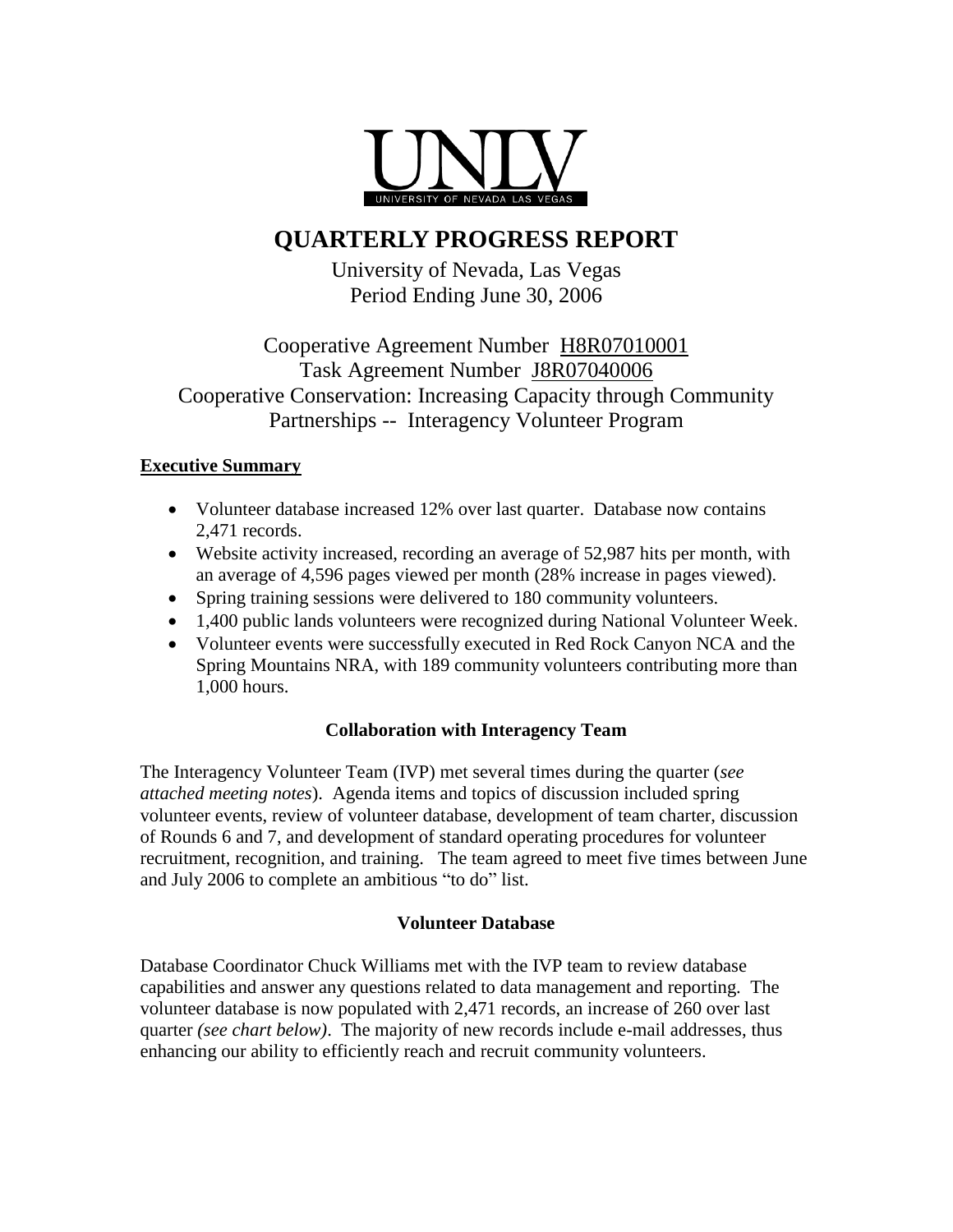UNLV

UNIVERSITY OF NEVADA LAS VEGAS

# QUARTERLY PROGRESS REPORT

University of Nevada, Las Vegas
Period Ending June 30, 2006

Cooperative Agreement Number H8R07010001
Task Agreement Number J8R07040006
Cooperative Conservation: Increasing Capacity through Community Partnerships -- Interagency Volunteer Program

## Executive Summary

- Volunteer database increased 12% over last quarter. Database now contains 2,471 records.
- Website activity increased, recording an average of 52,987 hits per month, with an average of 4,596 pages viewed per month (28% increase in pages viewed).
- Spring training sessions were delivered to 180 community volunteers.
- 1,400 public lands volunteers were recognized during National Volunteer Week.
- Volunteer events were successfully executed in Red Rock Canyon NCA and the Spring Mountains NRA, with 189 community volunteers contributing more than 1,000 hours.

### Collaboration with Interagency Team

The Interagency Volunteer Team (IVP) met several times during the quarter (*see attached meeting notes*). Agenda items and topics of discussion included spring volunteer events, review of volunteer database, development of team charter, discussion of Rounds 6 and 7, and development of standard operating procedures for volunteer recruitment, recognition, and training. The team agreed to meet five times between June and July 2006 to complete an ambitious "to do" list.

### Volunteer Database

Database Coordinator Chuck Williams met with the IVP team to review database capabilities and answer any questions related to data management and reporting. The volunteer database is now populated with 2,471 records, an increase of 260 over last quarter *(see chart below)*. The majority of new records include e-mail addresses, thus enhancing our ability to efficiently reach and recruit community volunteers.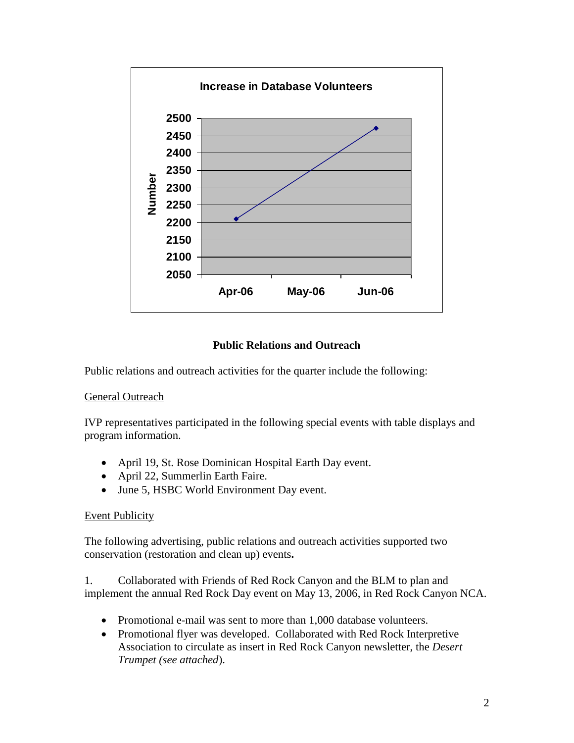**Increase in Database Volunteers**

**Public Relations and Outreach**

Public relations and outreach activities for the quarter include the following:

General Outreach

IVP representatives participated in the following special events with table displays and program information.

- April 19, St. Rose Dominican Hospital Earth Day event.
- April 22, Summerlin Earth Faire.
- June 5, HSBC World Environment Day event.

Event Publicity

The following advertising, public relations and outreach activities supported two conservation (restoration and clean up) events**.**

1. Collaborated with Friends of Red Rock Canyon and the BLM to plan and implement the annual Red Rock Day event on May 13, 2006, in Red Rock Canyon NCA.

- Promotional e-mail was sent to more than 1,000 database volunteers.
- Promotional flyer was developed. Collaborated with Red Rock Interpretive Association to circulate as insert in Red Rock Canyon newsletter, the *Desert Trumpet (see attached*).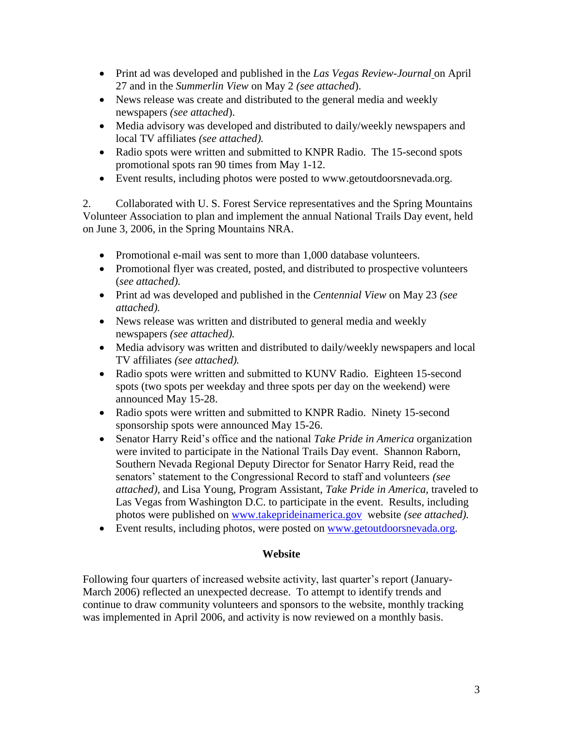- Print ad was developed and published in the *Las Vegas Review-Journal* on April 27 and in the *Summerlin View* on May 2 *(see attached*).
- News release was create and distributed to the general media and weekly newspapers *(see attached*).
- Media advisory was developed and distributed to daily/weekly newspapers and local TV affiliates *(see attached).*
- Radio spots were written and submitted to KNPR Radio. The 15-second spots promotional spots ran 90 times from May 1-12.
- Event results, including photos were posted to www.getoutdoorsnevada.org.

2. Collaborated with U. S. Forest Service representatives and the Spring Mountains Volunteer Association to plan and implement the annual National Trails Day event, held on June 3, 2006, in the Spring Mountains NRA.

- Promotional e-mail was sent to more than 1,000 database volunteers.
- Promotional flyer was created, posted, and distributed to prospective volunteers (*see attached).*
- Print ad was developed and published in the *Centennial View* on May 23 *(see attached).*
- News release was written and distributed to general media and weekly newspapers *(see attached).*
- Media advisory was written and distributed to daily/weekly newspapers and local TV affiliates *(see attached).*
- Radio spots were written and submitted to KUNV Radio. Eighteen 15-second spots (two spots per weekday and three spots per day on the weekend) were announced May 15-28.
- Radio spots were written and submitted to KNPR Radio. Ninety 15-second sponsorship spots were announced May 15-26.
- Senator Harry Reid's office and the national *Take Pride in America* organization were invited to participate in the National Trails Day event. Shannon Raborn, Southern Nevada Regional Deputy Director for Senator Harry Reid, read the senators' statement to the Congressional Record to staff and volunteers *(see attached),* and Lisa Young, Program Assistant, *Take Pride in America*, traveled to Las Vegas from Washington D.C. to participate in the event. Results, including photos were published on www.takeprideinamerica.gov website *(see attached).*
- Event results, including photos, were posted on www.getoutdoorsnevada.org.

## Website

Following four quarters of increased website activity, last quarter's report (January-March 2006) reflected an unexpected decrease. To attempt to identify trends and continue to draw community volunteers and sponsors to the website, monthly tracking was implemented in April 2006, and activity is now reviewed on a monthly basis.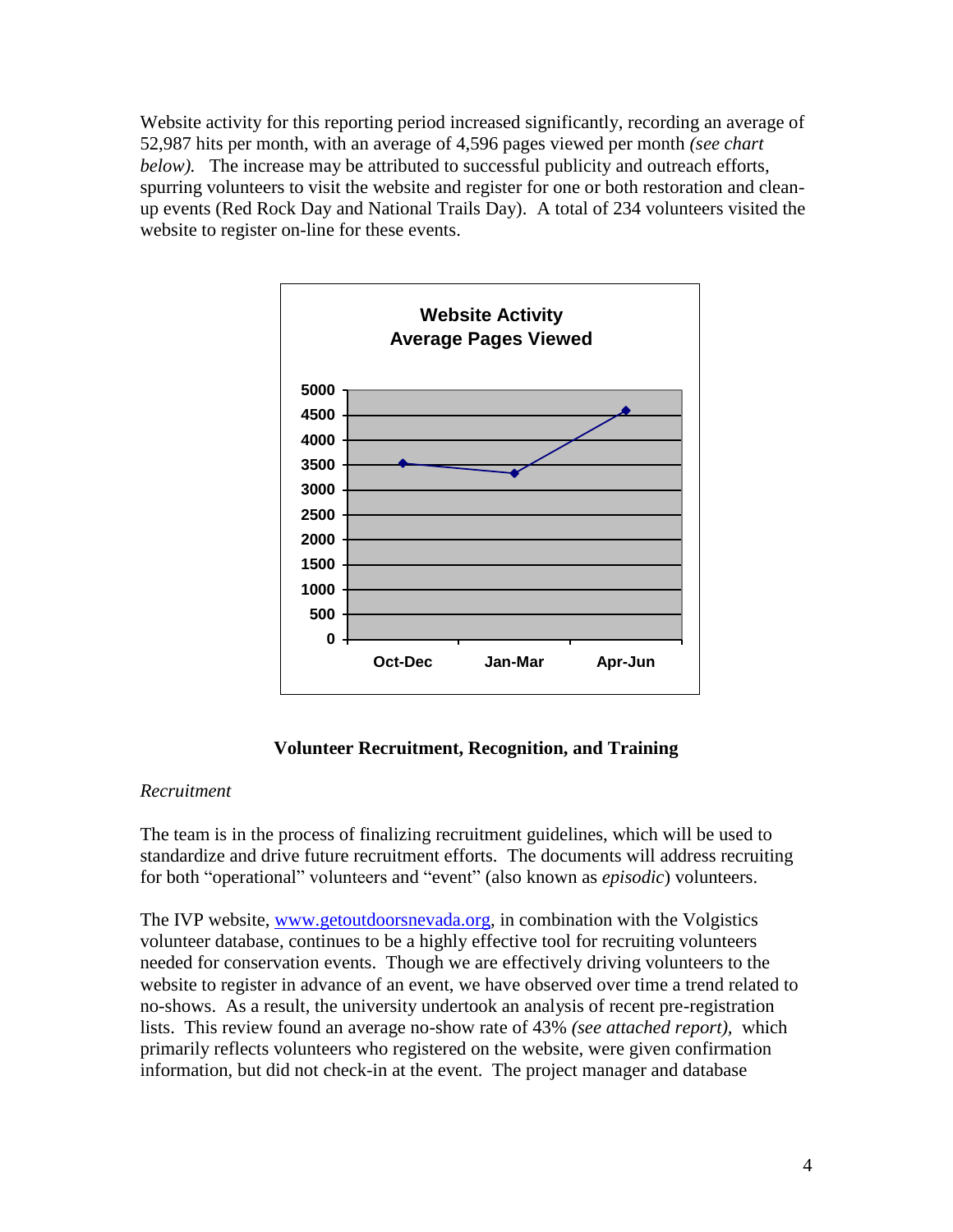Website activity for this reporting period increased significantly, recording an average of 52,987 hits per month, with an average of 4,596 pages viewed per month *(see chart below).* The increase may be attributed to successful publicity and outreach efforts, spurring volunteers to visit the website and register for one or both restoration and clean-up events (Red Rock Day and National Trails Day). A total of 234 volunteers visited the website to register on-line for these events.

**Website Activity**
**Average Pages Viewed**

**Volunteer Recruitment, Recognition, and Training**

*Recruitment*

The team is in the process of finalizing recruitment guidelines, which will be used to standardize and drive future recruitment efforts. The documents will address recruiting for both "operational" volunteers and "event" (also known as *episodic*) volunteers.

The IVP website, [www.getoutdoorsnevada.org](www.getoutdoorsnevada.org), in combination with the Volgistics volunteer database, continues to be a highly effective tool for recruiting volunteers needed for conservation events. Though we are effectively driving volunteers to the website to register in advance of an event, we have observed over time a trend related to no-shows. As a result, the university undertook an analysis of recent pre-registration lists. This review found an average no-show rate of 43% *(see attached report),* which primarily reflects volunteers who registered on the website, were given confirmation information, but did not check-in at the event. The project manager and database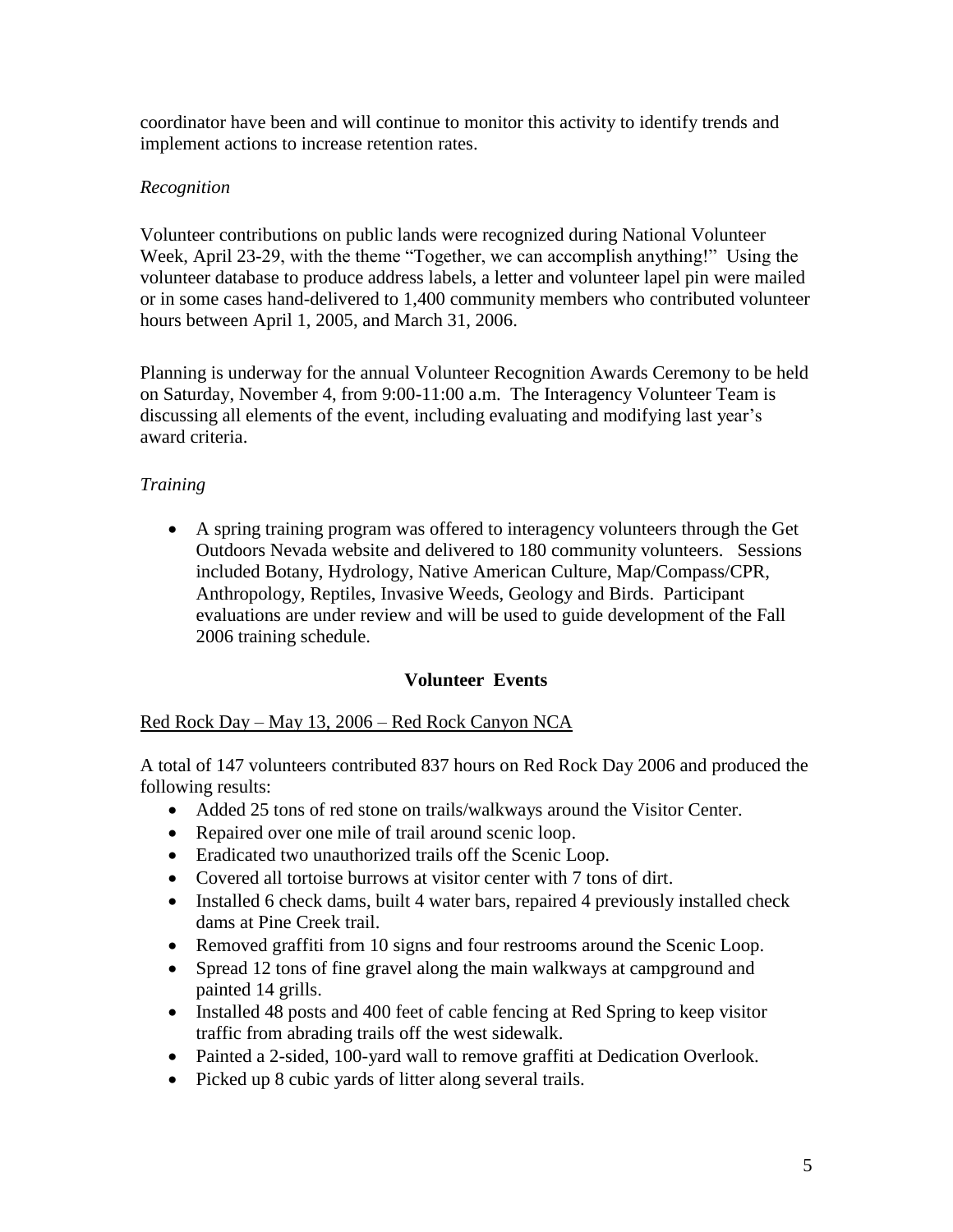coordinator have been and will continue to monitor this activity to identify trends and implement actions to increase retention rates.

*Recognition*

Volunteer contributions on public lands were recognized during National Volunteer Week, April 23-29, with the theme "Together, we can accomplish anything!" Using the volunteer database to produce address labels, a letter and volunteer lapel pin were mailed or in some cases hand-delivered to 1,400 community members who contributed volunteer hours between April 1, 2005, and March 31, 2006.

Planning is underway for the annual Volunteer Recognition Awards Ceremony to be held on Saturday, November 4, from 9:00-11:00 a.m. The Interagency Volunteer Team is discussing all elements of the event, including evaluating and modifying last year's award criteria.

*Training*

- A spring training program was offered to interagency volunteers through the Get Outdoors Nevada website and delivered to 180 community volunteers. Sessions included Botany, Hydrology, Native American Culture, Map/Compass/CPR, Anthropology, Reptiles, Invasive Weeds, Geology and Birds. Participant evaluations are under review and will be used to guide development of the Fall 2006 training schedule.

## Volunteer Events

<u>Red Rock Day – May 13, 2006 – Red Rock Canyon NCA</u>

A total of 147 volunteers contributed 837 hours on Red Rock Day 2006 and produced the following results:

- Added 25 tons of red stone on trails/walkways around the Visitor Center.
- Repaired over one mile of trail around scenic loop.
- Eradicated two unauthorized trails off the Scenic Loop.
- Covered all tortoise burrows at visitor center with 7 tons of dirt.
- Installed 6 check dams, built 4 water bars, repaired 4 previously installed check dams at Pine Creek trail.
- Removed graffiti from 10 signs and four restrooms around the Scenic Loop.
- Spread 12 tons of fine gravel along the main walkways at campground and painted 14 grills.
- Installed 48 posts and 400 feet of cable fencing at Red Spring to keep visitor traffic from abrading trails off the west sidewalk.
- Painted a 2-sided, 100-yard wall to remove graffiti at Dedication Overlook.
- Picked up 8 cubic yards of litter along several trails.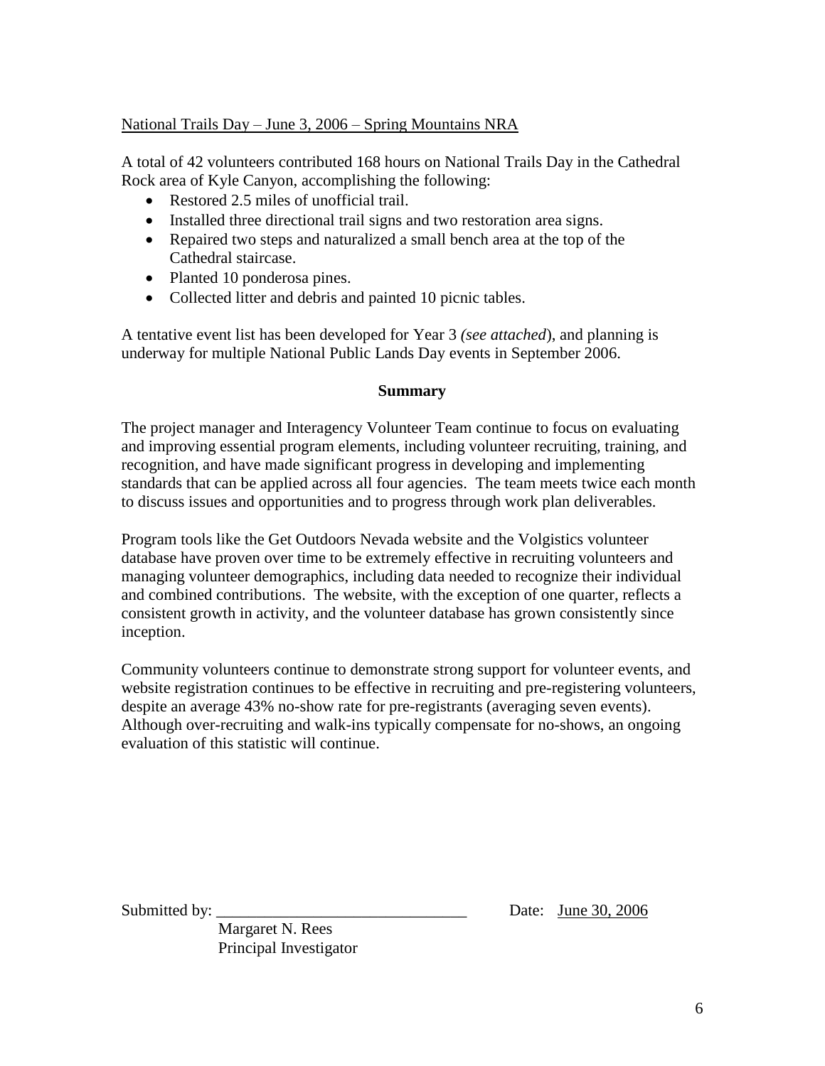National Trails Day – June 3, 2006 – Spring Mountains NRA

A total of 42 volunteers contributed 168 hours on National Trails Day in the Cathedral Rock area of Kyle Canyon, accomplishing the following:

- Restored 2.5 miles of unofficial trail.
- Installed three directional trail signs and two restoration area signs.
- Repaired two steps and naturalized a small bench area at the top of the Cathedral staircase.
- Planted 10 ponderosa pines.
- Collected litter and debris and painted 10 picnic tables.

A tentative event list has been developed for Year 3 *(see attached*), and planning is underway for multiple National Public Lands Day events in September 2006.

## Summary

The project manager and Interagency Volunteer Team continue to focus on evaluating and improving essential program elements, including volunteer recruiting, training, and recognition, and have made significant progress in developing and implementing standards that can be applied across all four agencies. The team meets twice each month to discuss issues and opportunities and to progress through work plan deliverables.

Program tools like the Get Outdoors Nevada website and the Volgistics volunteer database have proven over time to be extremely effective in recruiting volunteers and managing volunteer demographics, including data needed to recognize their individual and combined contributions. The website, with the exception of one quarter, reflects a consistent growth in activity, and the volunteer database has grown consistently since inception.

Community volunteers continue to demonstrate strong support for volunteer events, and website registration continues to be effective in recruiting and pre-registering volunteers, despite an average 43% no-show rate for pre-registrants (averaging seven events). Although over-recruiting and walk-ins typically compensate for no-shows, an ongoing evaluation of this statistic will continue.

Submitted by: ______________________________ Date: June 30, 2006

Margaret N. Rees
Principal Investigator